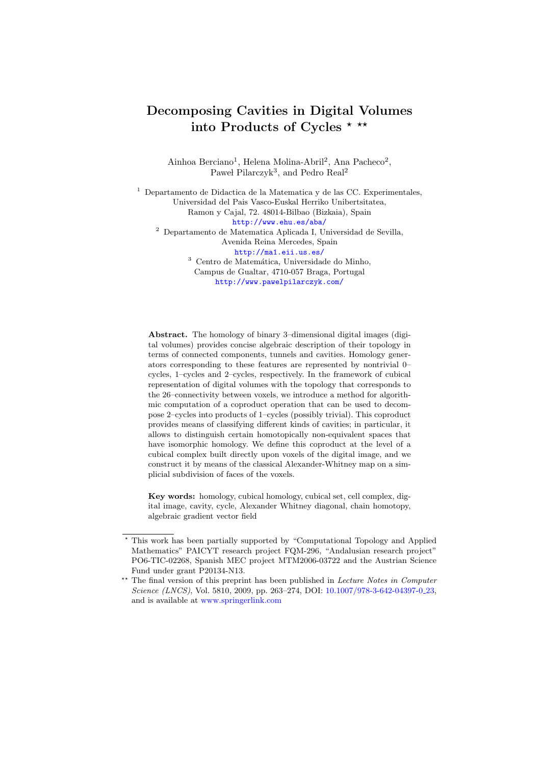# Decomposing Cavities in Digital Volumes into Products of Cycles [⋆] [⋆⋆]

Ainhoa Berciano[1], Helena Molina-Abril[2], Ana Pacheco[2], Paweł Pilarczyk[3], and Pedro Real[2]

[1] Departamento de Didactica de la Matematica y de las CC. Experimentales, Universidad del Pais Vasco-Euskal Herriko Unibertsitatea, Ramon y Cajal, 72. 48014-Bilbao (Bizkaia), Spain
http://www.ehu.es/aba/

[2] Departamento de Matematica Aplicada I, Universidad de Sevilla, Avenida Reina Mercedes, Spain
http://ma1.eii.us.es/

[3] Centro de Matemática, Universidade do Minho, Campus de Gualtar, 4710-057 Braga, Portugal
http://www.pawelpilarczyk.com/

**Abstract.** The homology of binary 3–dimensional digital images (digital volumes) provides concise algebraic description of their topology in terms of connected components, tunnels and cavities. Homology generators corresponding to these features are represented by nontrivial 0–cycles, 1–cycles and 2–cycles, respectively. In the framework of cubical representation of digital volumes with the topology that corresponds to the 26–connectivity between voxels, we introduce a method for algorithmic computation of a coproduct operation that can be used to decompose 2–cycles into products of 1–cycles (possibly trivial). This coproduct provides means of classifying different kinds of cavities; in particular, it allows to distinguish certain homotopically non-equivalent spaces that have isomorphic homology. We define this coproduct at the level of a cubical complex built directly upon voxels of the digital image, and we construct it by means of the classical Alexander-Whitney map on a simplicial subdivision of faces of the voxels.

**Key words:** homology, cubical homology, cubical set, cell complex, digital image, cavity, cycle, Alexander Whitney diagonal, chain homotopy, algebraic gradient vector field

---

⋆ This work has been partially supported by "Computational Topology and Applied Mathematics" PAICYT research project FQM-296, "Andalusian research project" PO6-TIC-02268, Spanish MEC project MTM2006-03722 and the Austrian Science Fund under grant P20134-N13.

⋆⋆ The final version of this preprint has been published in *Lecture Notes in Computer Science (LNCS)*, Vol. 5810, 2009, pp. 263–274, DOI: 10.1007/978-3-642-04397-0_23, and is available at www.springerlink.com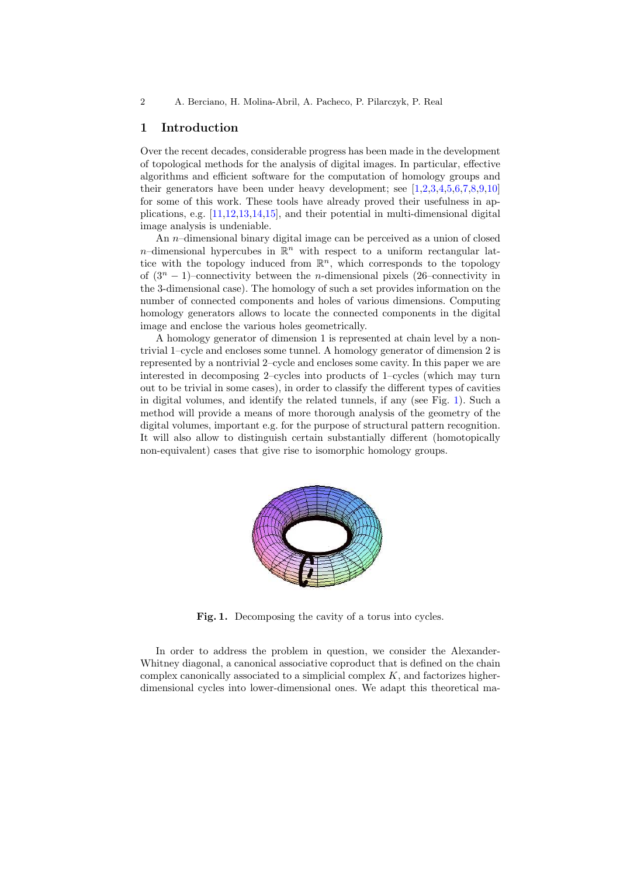## 1 Introduction

Over the recent decades, considerable progress has been made in the development of topological methods for the analysis of digital images. In particular, effective algorithms and efficient software for the computation of homology groups and their generators have been under heavy development; see [1,2,3,4,5,6,7,8,9,10] for some of this work. These tools have already proved their usefulness in applications, e.g. [11,12,13,14,15], and their potential in multi-dimensional digital image analysis is undeniable.

An $n$–dimensional binary digital image can be perceived as a union of closed $n$–dimensional hypercubes in $\mathbb{R}^n$ with respect to a uniform rectangular lattice with the topology induced from $\mathbb{R}^n$, which corresponds to the topology of $(3^n - 1)$–connectivity between the $n$-dimensional pixels (26–connectivity in the 3-dimensional case). The homology of such a set provides information on the number of connected components and holes of various dimensions. Computing homology generators allows to locate the connected components in the digital image and enclose the various holes geometrically.

A homology generator of dimension 1 is represented at chain level by a nontrivial 1–cycle and encloses some tunnel. A homology generator of dimension 2 is represented by a nontrivial 2–cycle and encloses some cavity. In this paper we are interested in decomposing 2–cycles into products of 1–cycles (which may turn out to be trivial in some cases), in order to classify the different types of cavities in digital volumes, and identify the related tunnels, if any (see Fig. 1). Such a method will provide a means of more thorough analysis of the geometry of the digital volumes, important e.g. for the purpose of structural pattern recognition. It will also allow to distinguish certain substantially different (homotopically non-equivalent) cases that give rise to isomorphic homology groups.

**Fig. 1.** Decomposing the cavity of a torus into cycles.

In order to address the problem in question, we consider the Alexander-Whitney diagonal, a canonical associative coproduct that is defined on the chain complex canonically associated to a simplicial complex $K$, and factorizes higher-dimensional cycles into lower-dimensional ones. We adapt this theoretical ma-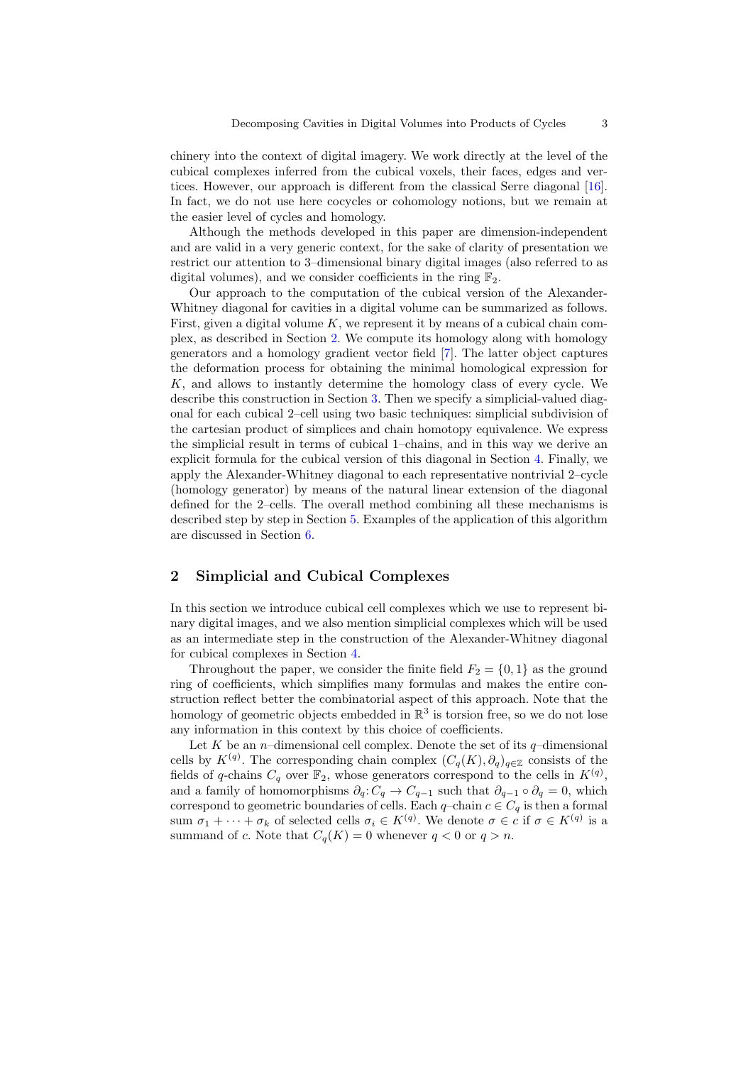chinery into the context of digital imagery. We work directly at the level of the cubical complexes inferred from the cubical voxels, their faces, edges and vertices. However, our approach is different from the classical Serre diagonal [16]. In fact, we do not use here cocycles or cohomology notions, but we remain at the easier level of cycles and homology.

Although the methods developed in this paper are dimension-independent and are valid in a very generic context, for the sake of clarity of presentation we restrict our attention to 3–dimensional binary digital images (also referred to as digital volumes), and we consider coefficients in the ring $\mathbb{F}_2$.

Our approach to the computation of the cubical version of the Alexander-Whitney diagonal for cavities in a digital volume can be summarized as follows. First, given a digital volume $K$, we represent it by means of a cubical chain complex, as described in Section 2. We compute its homology along with homology generators and a homology gradient vector field [7]. The latter object captures the deformation process for obtaining the minimal homological expression for $K$, and allows to instantly determine the homology class of every cycle. We describe this construction in Section 3. Then we specify a simplicial-valued diagonal for each cubical 2–cell using two basic techniques: simplicial subdivision of the cartesian product of simplices and chain homotopy equivalence. We express the simplicial result in terms of cubical 1–chains, and in this way we derive an explicit formula for the cubical version of this diagonal in Section 4. Finally, we apply the Alexander-Whitney diagonal to each representative nontrivial 2–cycle (homology generator) by means of the natural linear extension of the diagonal defined for the 2–cells. The overall method combining all these mechanisms is described step by step in Section 5. Examples of the application of this algorithm are discussed in Section 6.

## 2 Simplicial and Cubical Complexes

In this section we introduce cubical cell complexes which we use to represent binary digital images, and we also mention simplicial complexes which will be used as an intermediate step in the construction of the Alexander-Whitney diagonal for cubical complexes in Section 4.

Throughout the paper, we consider the finite field $F_2 = \{0, 1\}$ as the ground ring of coefficients, which simplifies many formulas and makes the entire construction reflect better the combinatorial aspect of this approach. Note that the homology of geometric objects embedded in $\mathbb{R}^3$ is torsion free, so we do not lose any information in this context by this choice of coefficients.

Let $K$ be an $n$–dimensional cell complex. Denote the set of its $q$–dimensional cells by $K^{(q)}$. The corresponding chain complex $(C_q(K), \partial_q)_{q \in \mathbb{Z}}$ consists of the fields of $q$-chains $C_q$ over $\mathbb{F}_2$, whose generators correspond to the cells in $K^{(q)}$, and a family of homomorphisms $\partial_q \colon C_q \to C_{q-1}$ such that $\partial_{q-1} \circ \partial_q = 0$, which correspond to geometric boundaries of cells. Each $q$–chain $c \in C_q$ is then a formal sum $\sigma_1 + \cdots + \sigma_k$ of selected cells $\sigma_i \in K^{(q)}$. We denote $\sigma \in c$ if $\sigma \in K^{(q)}$ is a summand of $c$. Note that $C_q(K) = 0$ whenever $q < 0$ or $q > n$.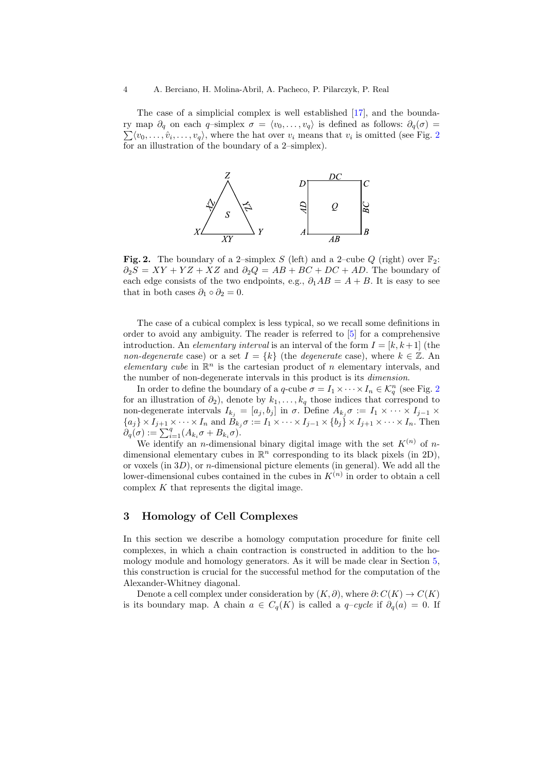The case of a simplicial complex is well established [17], and the boundary map $\partial_q$ on each $q$–simplex $\sigma = \langle v_0, \ldots, v_q \rangle$ is defined as follows: $\partial_q(\sigma) = \sum \langle v_0, \ldots, \hat{v}_i, \ldots, v_q \rangle$, where the hat over $v_i$ means that $v_i$ is omitted (see Fig. 2 for an illustration of the boundary of a 2–simplex).

Z
XZ
YZ
S
X
XY
Y

D
DC
C
AD
Q
BC
A
AB
B

**Fig. 2.** The boundary of a 2–simplex $S$ (left) and a 2–cube $Q$ (right) over $\mathbb{F}_2$: $\partial_2 S = XY + YZ + XZ$ and $\partial_2 Q = AB + BC + DC + AD$. The boundary of each edge consists of the two endpoints, e.g., $\partial_1 AB = A + B$. It is easy to see that in both cases $\partial_1 \circ \partial_2 = 0$.

The case of a cubical complex is less typical, so we recall some definitions in order to avoid any ambiguity. The reader is referred to [5] for a comprehensive introduction. An *elementary interval* is an interval of the form $I = [k, k+1]$ (the *non-degenerate* case) or a set $I = \{k\}$ (the *degenerate* case), where $k \in \mathbb{Z}$. An *elementary cube* in $\mathbb{R}^n$ is the cartesian product of $n$ elementary intervals, and the number of non-degenerate intervals in this product is its *dimension*.

In order to define the boundary of a $q$-cube $\sigma = I_1 \times \cdots \times I_n \in \mathcal{K}^n_q$ (see Fig. 2 for an illustration of $\partial_2$), denote by $k_1, \ldots, k_q$ those indices that correspond to non-degenerate intervals $I_{k_j} = [a_j, b_j]$ in $\sigma$. Define $A_{k_j}\sigma := I_1 \times \cdots \times I_{j-1} \times \{a_j\} \times I_{j+1} \times \cdots \times I_n$ and $B_{k_j}\sigma := I_1 \times \cdots \times I_{j-1} \times \{b_j\} \times I_{j+1} \times \cdots \times I_n$. Then $\partial_q(\sigma) := \sum_{i=1}^{q} (A_{k_i}\sigma + B_{k_i}\sigma)$.

We identify an $n$-dimensional binary digital image with the set $K^{(n)}$ of $n$-dimensional elementary cubes in $\mathbb{R}^n$ corresponding to its black pixels (in 2D), or voxels (in $3D$), or $n$-dimensional picture elements (in general). We add all the lower-dimensional cubes contained in the cubes in $K^{(n)}$ in order to obtain a cell complex $K$ that represents the digital image.

## 3 Homology of Cell Complexes

In this section we describe a homology computation procedure for finite cell complexes, in which a chain contraction is constructed in addition to the homology module and homology generators. As it will be made clear in Section 5, this construction is crucial for the successful method for the computation of the Alexander-Whitney diagonal.

Denote a cell complex under consideration by $(K, \partial)$, where $\partial \colon C(K) \to C(K)$ is its boundary map. A chain $a \in C_q(K)$ is called a $q$*–cycle* if $\partial_q(a) = 0$. If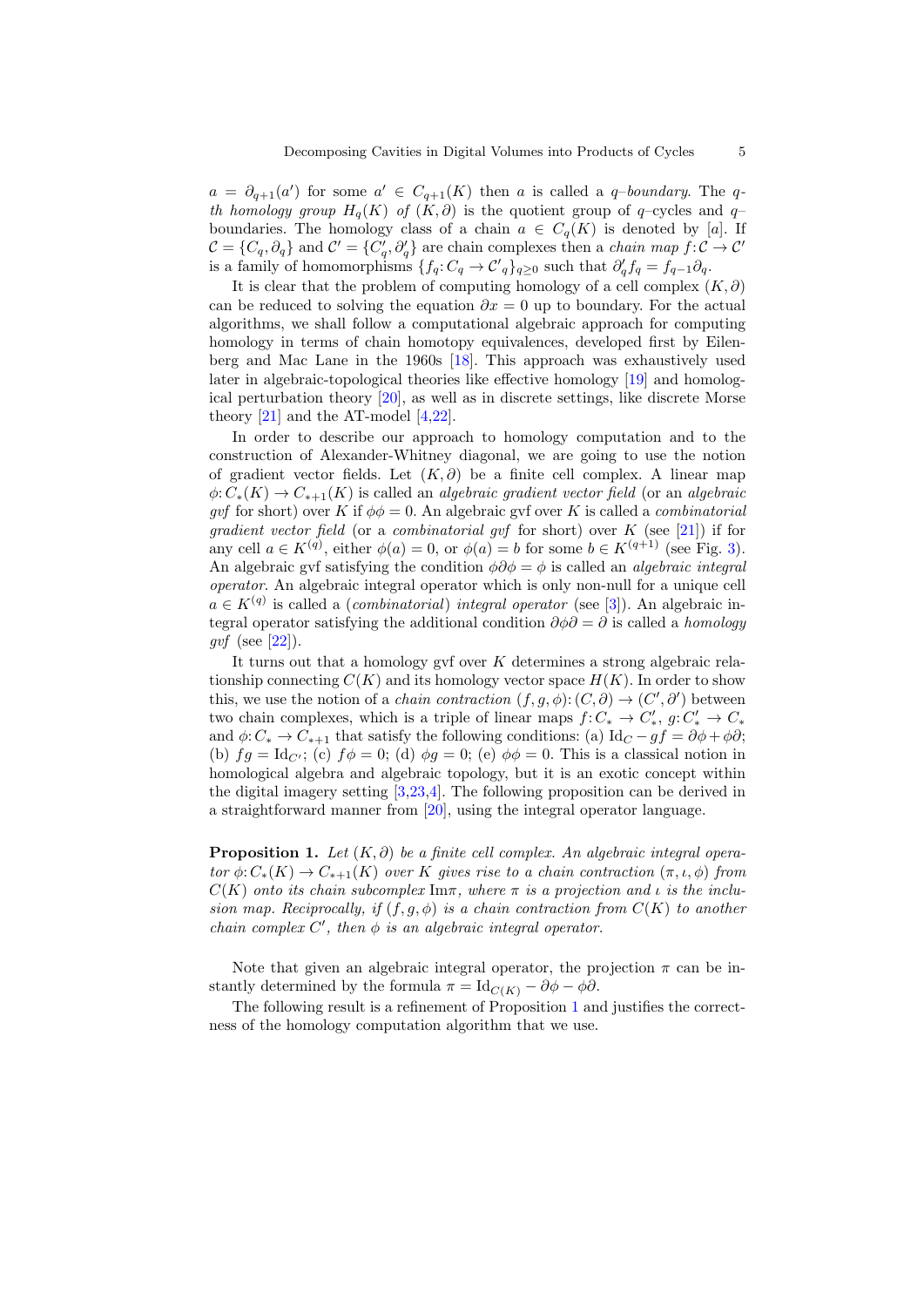$a = \partial_{q+1}(a')$ for some $a' \in C_{q+1}(K)$ then $a$ is called a *q–boundary*. The *q-th homology group* $H_q(K)$ *of* $(K, \partial)$ is the quotient group of $q$–cycles and $q$–boundaries. The homology class of a chain $a \in C_q(K)$ is denoted by $[a]$. If $\mathcal{C} = \{C_q, \partial_q\}$ and $\mathcal{C}' = \{C'_q, \partial'_q\}$ are chain complexes then a *chain map* $f: \mathcal{C} \to \mathcal{C}'$ is a family of homomorphisms $\{f_q: C_q \to \mathcal{C}'_q\}_{q \geq 0}$ such that $\partial'_q f_q = f_{q-1}\partial_q$.

It is clear that the problem of computing homology of a cell complex $(K, \partial)$ can be reduced to solving the equation $\partial x = 0$ up to boundary. For the actual algorithms, we shall follow a computational algebraic approach for computing homology in terms of chain homotopy equivalences, developed first by Eilenberg and Mac Lane in the 1960s [18]. This approach was exhaustively used later in algebraic-topological theories like effective homology [19] and homological perturbation theory [20], as well as in discrete settings, like discrete Morse theory [21] and the AT-model [4,22].

In order to describe our approach to homology computation and to the construction of Alexander-Whitney diagonal, we are going to use the notion of gradient vector fields. Let $(K, \partial)$ be a finite cell complex. A linear map $\phi: C_*(K) \to C_{*+1}(K)$ is called an *algebraic gradient vector field* (or an *algebraic gvf* for short) over $K$ if $\phi\phi = 0$. An algebraic gvf over $K$ is called a *combinatorial gradient vector field* (or a *combinatorial gvf* for short) over $K$ (see [21]) if for any cell $a \in K^{(q)}$, either $\phi(a) = 0$, or $\phi(a) = b$ for some $b \in K^{(q+1)}$ (see Fig. 3). An algebraic gvf satisfying the condition $\phi\partial\phi = \phi$ is called an *algebraic integral operator*. An algebraic integral operator which is only non-null for a unique cell $a \in K^{(q)}$ is called a (*combinatorial*) *integral operator* (see [3]). An algebraic integral operator satisfying the additional condition $\partial\phi\partial = \partial$ is called a *homology gvf* (see [22]).

It turns out that a homology gvf over $K$ determines a strong algebraic relationship connecting $C(K)$ and its homology vector space $H(K)$. In order to show this, we use the notion of a *chain contraction* $(f, g, \phi): (C, \partial) \to (C', \partial')$ between two chain complexes, which is a triple of linear maps $f: C_* \to C'_*$, $g: C'_* \to C_*$ and $\phi: C_* \to C_{*+1}$ that satisfy the following conditions: (a) $\mathrm{Id}_C - gf = \partial\phi + \phi\partial$; (b) $fg = \mathrm{Id}_{C'}$; (c) $f\phi = 0$; (d) $\phi g = 0$; (e) $\phi\phi = 0$. This is a classical notion in homological algebra and algebraic topology, but it is an exotic concept within the digital imagery setting [3,23,4]. The following proposition can be derived in a straightforward manner from [20], using the integral operator language.

**Proposition 1.** *Let $(K, \partial)$ be a finite cell complex. An algebraic integral operator $\phi: C_*(K) \to C_{*+1}(K)$ over $K$ gives rise to a chain contraction $(\pi, \iota, \phi)$ from $C(K)$ onto its chain subcomplex $\mathrm{Im}\pi$, where $\pi$ is a projection and $\iota$ is the inclusion map. Reciprocally, if $(f, g, \phi)$ is a chain contraction from $C(K)$ to another chain complex $C'$, then $\phi$ is an algebraic integral operator.*

Note that given an algebraic integral operator, the projection $\pi$ can be instantly determined by the formula $\pi = \mathrm{Id}_{C(K)} - \partial\phi - \phi\partial$.

The following result is a refinement of Proposition 1 and justifies the correctness of the homology computation algorithm that we use.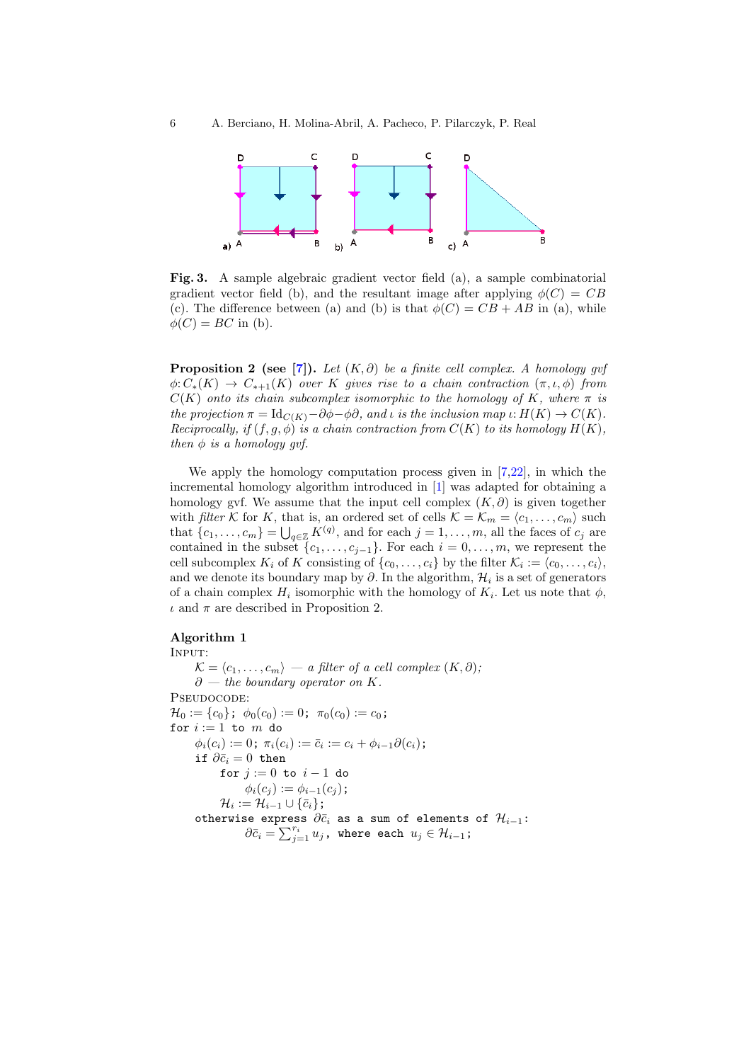a) A B D C   b) A B D C   c) A B D

**Fig. 3.** A sample algebraic gradient vector field (a), a sample combinatorial gradient vector field (b), and the resultant image after applying $\phi(C) = CB$ (c). The difference between (a) and (b) is that $\phi(C) = CB + AB$ in (a), while $\phi(C) = BC$ in (b).

**Proposition 2 (see [7]).** *Let $(K, \partial)$ be a finite cell complex. A homology gvf $\phi: C_*(K) \to C_{*+1}(K)$ over $K$ gives rise to a chain contraction $(\pi, \iota, \phi)$ from $C(K)$ onto its chain subcomplex isomorphic to the homology of $K$, where $\pi$ is the projection $\pi = \mathrm{Id}_{C(K)} - \partial\phi - \phi\partial$, and $\iota$ is the inclusion map $\iota: H(K) \to C(K)$. Reciprocally, if $(f, g, \phi)$ is a chain contraction from $C(K)$ to its homology $H(K)$, then $\phi$ is a homology gvf.*

We apply the homology computation process given in [7,22], in which the incremental homology algorithm introduced in [1] was adapted for obtaining a homology gvf. We assume that the input cell complex $(K, \partial)$ is given together with *filter* $\mathcal{K}$ for $K$, that is, an ordered set of cells $\mathcal{K} = \mathcal{K}_m = \langle c_1, \ldots, c_m \rangle$ such that $\{c_1, \ldots, c_m\} = \bigcup_{q \in \mathbb{Z}} K^{(q)}$, and for each $j = 1, \ldots, m$, all the faces of $c_j$ are contained in the subset $\{c_1, \ldots, c_{j-1}\}$. For each $i = 0, \ldots, m$, we represent the cell subcomplex $K_i$ of $K$ consisting of $\{c_0, \ldots, c_i\}$ by the filter $\mathcal{K}_i := \langle c_0, \ldots, c_i \rangle$, and we denote its boundary map by $\partial$. In the algorithm, $\mathcal{H}_i$ is a set of generators of a chain complex $H_i$ isomorphic with the homology of $K_i$. Let us note that $\phi$, $\iota$ and $\pi$ are described in Proposition 2.

**Algorithm 1**

INPUT:

$\mathcal{K} = \langle c_1, \ldots, c_m \rangle$ — *a filter of a cell complex* $(K, \partial)$;

$\partial$ — *the boundary operator on* $K$.

PSEUDOCODE:

$\mathcal{H}_0 := \{c_0\}$; $\phi_0(c_0) := 0$; $\pi_0(c_0) := c_0$;

`for` $i := 1$ `to` $m$ `do`

  $\phi_i(c_i) := 0$; $\pi_i(c_i) := \bar{c}_i := c_i + \phi_{i-1}\partial(c_i)$;

  `if` $\partial\bar{c}_i = 0$ `then`

    `for` $j := 0$ `to` $i - 1$ `do`

      $\phi_i(c_j) := \phi_{i-1}(c_j)$;

    $\mathcal{H}_i := \mathcal{H}_{i-1} \cup \{\bar{c}_i\}$;

  `otherwise express` $\partial\bar{c}_i$ `as a sum of elements of` $\mathcal{H}_{i-1}$:

    $\partial\bar{c}_i = \sum_{j=1}^{r_i} u_j$, `where each` $u_j \in \mathcal{H}_{i-1}$;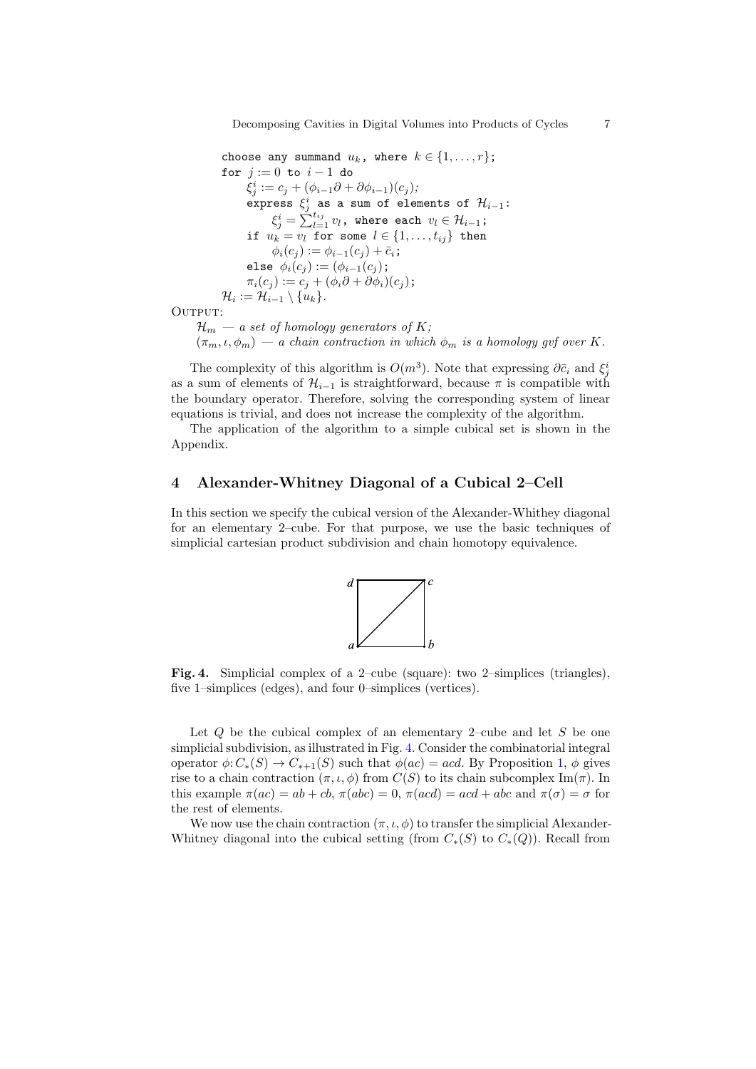```
    choose any summand u_k, where k ∈ {1,...,r};
    for j := 0 to i − 1 do
        ξ^i_j := c_j + (φ_{i−1}∂ + ∂φ_{i−1})(c_j);
        express ξ^i_j as a sum of elements of H_{i−1}:
            ξ^i_j = Σ_{l=1}^{t_ij} v_l, where each v_l ∈ H_{i−1};
        if u_k = v_l for some l ∈ {1,...,t_ij} then
            φ_i(c_j) := φ_{i−1}(c_j) + c̄_i;
        else φ_i(c_j) := (φ_{i−1}(c_j));
        π_i(c_j) := c_j + (φ_i∂ + ∂φ_i)(c_j);
    H_i := H_{i−1} \ {u_k}.
```

OUTPUT:

$\mathcal{H}_m$ — *a set of homology generators of $K$;*
$(\pi_m, \iota, \phi_m)$ — *a chain contraction in which $\phi_m$ is a homology gvf over $K$.*

The complexity of this algorithm is $O(m^3)$. Note that expressing $\partial \bar{c}_i$ and $\xi^i_j$ as a sum of elements of $\mathcal{H}_{i-1}$ is straightforward, because $\pi$ is compatible with the boundary operator. Therefore, solving the corresponding system of linear equations is trivial, and does not increase the complexity of the algorithm.

The application of the algorithm to a simple cubical set is shown in the Appendix.

## 4 Alexander-Whitney Diagonal of a Cubical 2–Cell

In this section we specify the cubical version of the Alexander-Whithey diagonal for an elementary 2–cube. For that purpose, we use the basic techniques of simplicial cartesian product subdivision and chain homotopy equivalence.

d
c
a
b

**Fig. 4.** Simplicial complex of a 2–cube (square): two 2–simplices (triangles), five 1–simplices (edges), and four 0–simplices (vertices).

Let $Q$ be the cubical complex of an elementary 2–cube and let $S$ be one simplicial subdivision, as illustrated in Fig. 4. Consider the combinatorial integral operator $\phi\colon C_*(S) \to C_{*+1}(S)$ such that $\phi(ac) = acd$. By Proposition 1, $\phi$ gives rise to a chain contraction $(\pi, \iota, \phi)$ from $C(S)$ to its chain subcomplex $\mathrm{Im}(\pi)$. In this example $\pi(ac) = ab + cb$, $\pi(abc) = 0$, $\pi(acd) = acd + abc$ and $\pi(\sigma) = \sigma$ for the rest of elements.

We now use the chain contraction $(\pi, \iota, \phi)$ to transfer the simplicial Alexander-Whitney diagonal into the cubical setting (from $C_*(S)$ to $C_*(Q)$). Recall from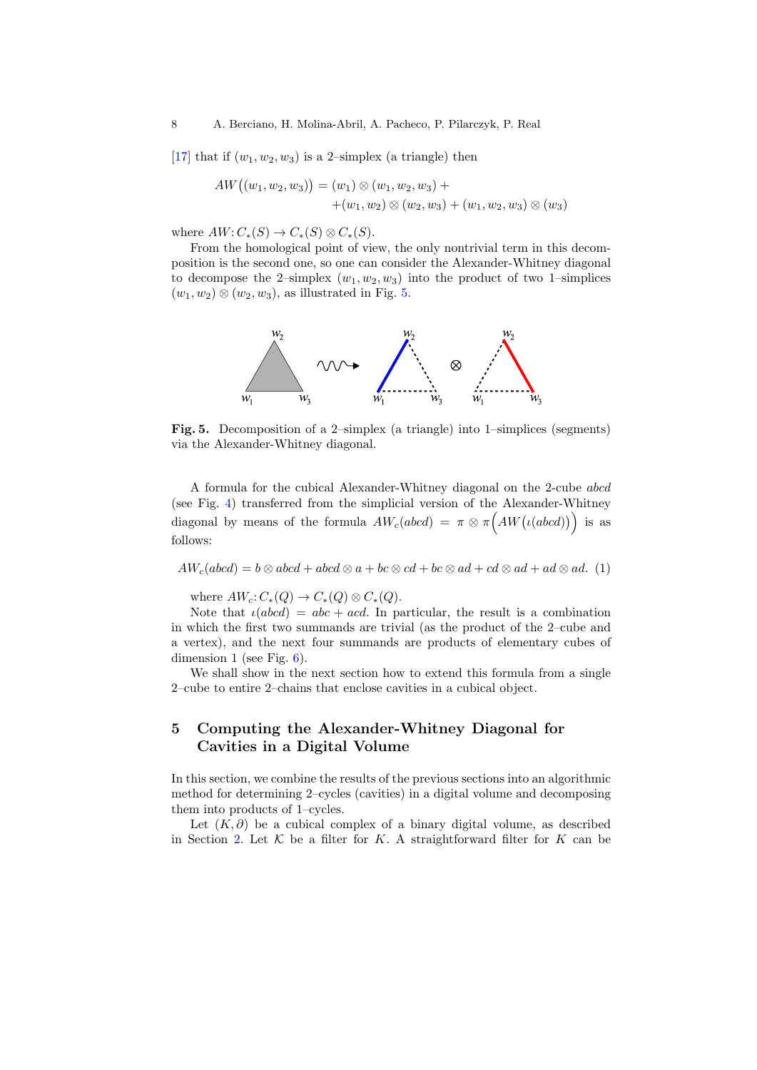[17] that if $(w_1, w_2, w_3)$ is a 2–simplex (a triangle) then

$$AW\big((w_1, w_2, w_3)\big) = (w_1) \otimes (w_1, w_2, w_3) + \\ +(w_1, w_2) \otimes (w_2, w_3) + (w_1, w_2, w_3) \otimes (w_3)$$

where $AW\colon C_*(S) \to C_*(S) \otimes C_*(S)$.

From the homological point of view, the only nontrivial term in this decomposition is the second one, so one can consider the Alexander-Whitney diagonal to decompose the 2–simplex $(w_1, w_2, w_3)$ into the product of two 1–simplices $(w_1, w_2) \otimes (w_2, w_3)$, as illustrated in Fig. 5.

$w_2$ $w_1$ $w_3$ $w_2$ $w_1$ $w_3$ $\otimes$ $w_2$ $w_1$ $w_3$

**Fig. 5.** Decomposition of a 2–simplex (a triangle) into 1–simplices (segments) via the Alexander-Whitney diagonal.

A formula for the cubical Alexander-Whitney diagonal on the 2-cube $abcd$ (see Fig. 4) transferred from the simplicial version of the Alexander-Whitney diagonal by means of the formula $AW_c(abcd) = \pi \otimes \pi\Big(AW\big(\iota(abcd)\big)\Big)$ is as follows:

$$AW_c(abcd) = b \otimes abcd + abcd \otimes a + bc \otimes cd + bc \otimes ad + cd \otimes ad + ad \otimes ad. \quad (1)$$

where $AW_c\colon C_*(Q) \to C_*(Q) \otimes C_*(Q)$.

Note that $\iota(abcd) = abc + acd$. In particular, the result is a combination in which the first two summands are trivial (as the product of the 2–cube and a vertex), and the next four summands are products of elementary cubes of dimension 1 (see Fig. 6).

We shall show in the next section how to extend this formula from a single 2–cube to entire 2–chains that enclose cavities in a cubical object.

## 5 Computing the Alexander-Whitney Diagonal for Cavities in a Digital Volume

In this section, we combine the results of the previous sections into an algorithmic method for determining 2–cycles (cavities) in a digital volume and decomposing them into products of 1–cycles.

Let $(K, \partial)$ be a cubical complex of a binary digital volume, as described in Section 2. Let $\mathcal{K}$ be a filter for $K$. A straightforward filter for $K$ can be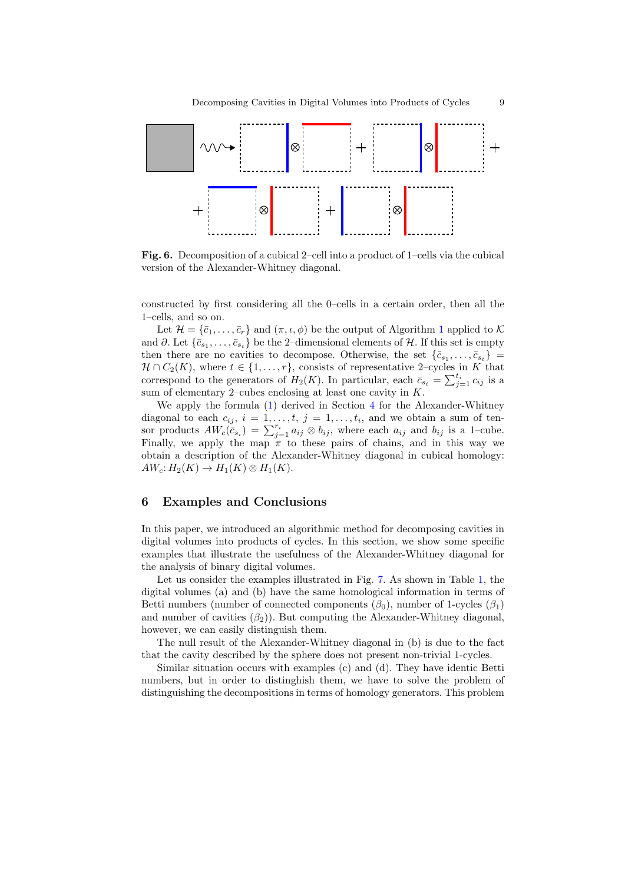**Fig. 6.** Decomposition of a cubical 2–cell into a product of 1–cells via the cubical version of the Alexander-Whitney diagonal.

constructed by first considering all the 0–cells in a certain order, then all the 1–cells, and so on.

Let $\mathcal{H} = \{\bar{c}_1, \ldots, \bar{c}_r\}$ and $(\pi, \iota, \phi)$ be the output of Algorithm 1 applied to $\mathcal{K}$ and $\partial$. Let $\{\bar{c}_{s_1}, \ldots, \bar{c}_{s_t}\}$ be the 2–dimensional elements of $\mathcal{H}$. If this set is empty then there are no cavities to decompose. Otherwise, the set $\{\bar{c}_{s_1}, \ldots, \bar{c}_{s_t}\} = \mathcal{H} \cap C_2(K)$, where $t \in \{1, \ldots, r\}$, consists of representative 2–cycles in $K$ that correspond to the generators of $H_2(K)$. In particular, each $\bar{c}_{s_i} = \sum_{j=1}^{t_i} c_{ij}$ is a sum of elementary 2–cubes enclosing at least one cavity in $K$.

We apply the formula (1) derived in Section 4 for the Alexander-Whitney diagonal to each $c_{ij}$, $i = 1, \ldots, t$, $j = 1, \ldots, t_i$, and we obtain a sum of tensor products $AW_c(\bar{c}_{s_i}) = \sum_{j=1}^{r_i} a_{ij} \otimes b_{ij}$, where each $a_{ij}$ and $b_{ij}$ is a 1–cube. Finally, we apply the map $\pi$ to these pairs of chains, and in this way we obtain a description of the Alexander-Whitney diagonal in cubical homology: $AW_c \colon H_2(K) \to H_1(K) \otimes H_1(K)$.

## 6 Examples and Conclusions

In this paper, we introduced an algorithmic method for decomposing cavities in digital volumes into products of cycles. In this section, we show some specific examples that illustrate the usefulness of the Alexander-Whitney diagonal for the analysis of binary digital volumes.

Let us consider the examples illustrated in Fig. 7. As shown in Table 1, the digital volumes (a) and (b) have the same homological information in terms of Betti numbers (number of connected components ($\beta_0$), number of 1-cycles ($\beta_1$) and number of cavities ($\beta_2$)). But computing the Alexander-Whitney diagonal, however, we can easily distinguish them.

The null result of the Alexander-Whitney diagonal in (b) is due to the fact that the cavity described by the sphere does not present non-trivial 1-cycles.

Similar situation occurs with examples (c) and (d). They have identic Betti numbers, but in order to distinghish them, we have to solve the problem of distinguishing the decompositions in terms of homology generators. This problem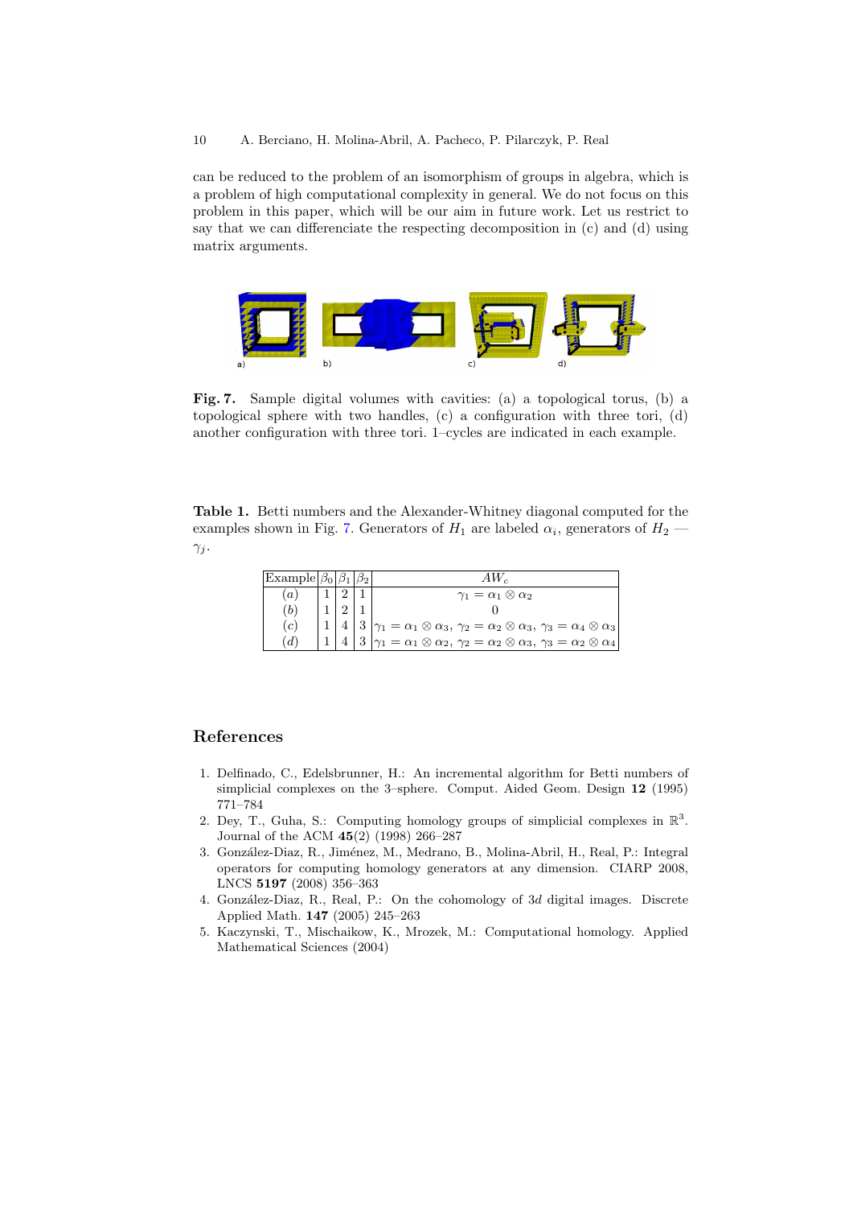can be reduced to the problem of an isomorphism of groups in algebra, which is a problem of high computational complexity in general. We do not focus on this problem in this paper, which will be our aim in future work. Let us restrict to say that we can differenciate the respecting decomposition in (c) and (d) using matrix arguments.

**Fig. 7.** Sample digital volumes with cavities: (a) a topological torus, (b) a topological sphere with two handles, (c) a configuration with three tori, (d) another configuration with three tori. 1–cycles are indicated in each example.

**Table 1.** Betti numbers and the Alexander-Whitney diagonal computed for the examples shown in Fig. 7. Generators of $H_1$ are labeled $\alpha_i$, generators of $H_2$ — $\gamma_j$.

| Example | $\beta_0$ | $\beta_1$ | $\beta_2$ | $AW_c$ |
|---|---|---|---|---|
| $(a)$ | 1 | 2 | 1 | $\gamma_1 = \alpha_1 \otimes \alpha_2$ |
| $(b)$ | 1 | 2 | 1 | 0 |
| $(c)$ | 1 | 4 | 3 | $\gamma_1 = \alpha_1 \otimes \alpha_3,\ \gamma_2 = \alpha_2 \otimes \alpha_3,\ \gamma_3 = \alpha_4 \otimes \alpha_3$ |
| $(d)$ | 1 | 4 | 3 | $\gamma_1 = \alpha_1 \otimes \alpha_2,\ \gamma_2 = \alpha_2 \otimes \alpha_3,\ \gamma_3 = \alpha_2 \otimes \alpha_4$ |

## References

1. Delfinado, C., Edelsbrunner, H.: An incremental algorithm for Betti numbers of simplicial complexes on the 3–sphere. Comput. Aided Geom. Design **12** (1995) 771–784
2. Dey, T., Guha, S.: Computing homology groups of simplicial complexes in $\mathbb{R}^3$. Journal of the ACM **45**(2) (1998) 266–287
3. González-Diaz, R., Jiménez, M., Medrano, B., Molina-Abril, H., Real, P.: Integral operators for computing homology generators at any dimension. CIARP 2008, LNCS **5197** (2008) 356–363
4. González-Diaz, R., Real, P.: On the cohomology of 3*d* digital images. Discrete Applied Math. **147** (2005) 245–263
5. Kaczynski, T., Mischaikow, K., Mrozek, M.: Computational homology. Applied Mathematical Sciences (2004)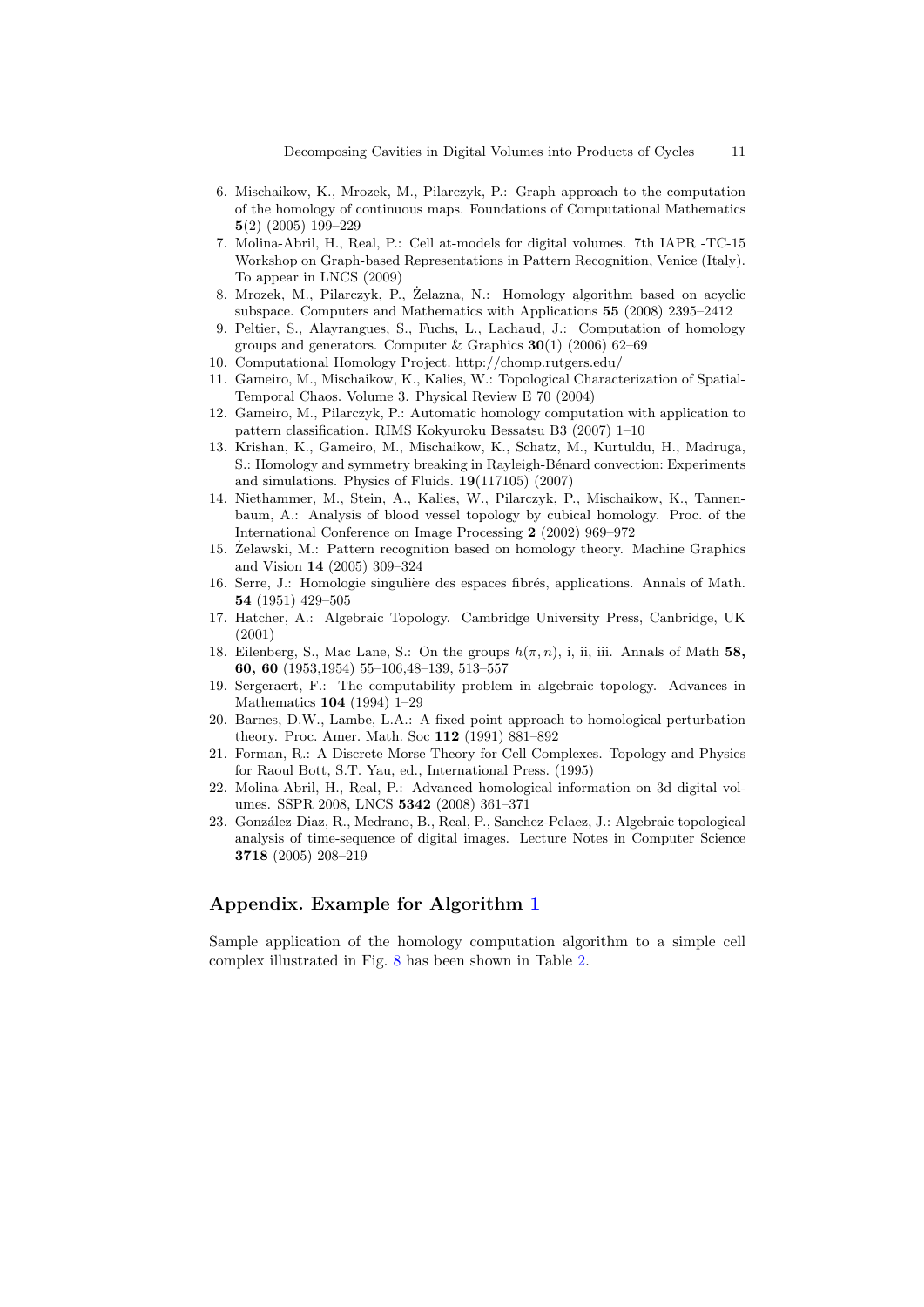6. Mischaikow, K., Mrozek, M., Pilarczyk, P.: Graph approach to the computation of the homology of continuous maps. Foundations of Computational Mathematics **5**(2) (2005) 199–229
7. Molina-Abril, H., Real, P.: Cell at-models for digital volumes. 7th IAPR -TC-15 Workshop on Graph-based Representations in Pattern Recognition, Venice (Italy). To appear in LNCS (2009)
8. Mrozek, M., Pilarczyk, P., Żelazna, N.: Homology algorithm based on acyclic subspace. Computers and Mathematics with Applications **55** (2008) 2395–2412
9. Peltier, S., Alayrangues, S., Fuchs, L., Lachaud, J.: Computation of homology groups and generators. Computer & Graphics **30**(1) (2006) 62–69
10. Computational Homology Project. http://chomp.rutgers.edu/
11. Gameiro, M., Mischaikow, K., Kalies, W.: Topological Characterization of Spatial-Temporal Chaos. Volume 3. Physical Review E 70 (2004)
12. Gameiro, M., Pilarczyk, P.: Automatic homology computation with application to pattern classification. RIMS Kokyuroku Bessatsu B3 (2007) 1–10
13. Krishan, K., Gameiro, M., Mischaikow, K., Schatz, M., Kurtuldu, H., Madruga, S.: Homology and symmetry breaking in Rayleigh-Bénard convection: Experiments and simulations. Physics of Fluids. **19**(117105) (2007)
14. Niethammer, M., Stein, A., Kalies, W., Pilarczyk, P., Mischaikow, K., Tannenbaum, A.: Analysis of blood vessel topology by cubical homology. Proc. of the International Conference on Image Processing **2** (2002) 969–972
15. Żelawski, M.: Pattern recognition based on homology theory. Machine Graphics and Vision **14** (2005) 309–324
16. Serre, J.: Homologie singulière des espaces fibrés, applications. Annals of Math. **54** (1951) 429–505
17. Hatcher, A.: Algebraic Topology. Cambridge University Press, Canbridge, UK (2001)
18. Eilenberg, S., Mac Lane, S.: On the groups $h(\pi, n)$, i, ii, iii. Annals of Math **58, 60, 60** (1953,1954) 55–106,48–139, 513–557
19. Sergeraert, F.: The computability problem in algebraic topology. Advances in Mathematics **104** (1994) 1–29
20. Barnes, D.W., Lambe, L.A.: A fixed point approach to homological perturbation theory. Proc. Amer. Math. Soc **112** (1991) 881–892
21. Forman, R.: A Discrete Morse Theory for Cell Complexes. Topology and Physics for Raoul Bott, S.T. Yau, ed., International Press. (1995)
22. Molina-Abril, H., Real, P.: Advanced homological information on 3d digital volumes. SSPR 2008, LNCS **5342** (2008) 361–371
23. González-Diaz, R., Medrano, B., Real, P., Sanchez-Pelaez, J.: Algebraic topological analysis of time-sequence of digital images. Lecture Notes in Computer Science **3718** (2005) 208–219

## Appendix. Example for Algorithm 1

Sample application of the homology computation algorithm to a simple cell complex illustrated in Fig. 8 has been shown in Table 2.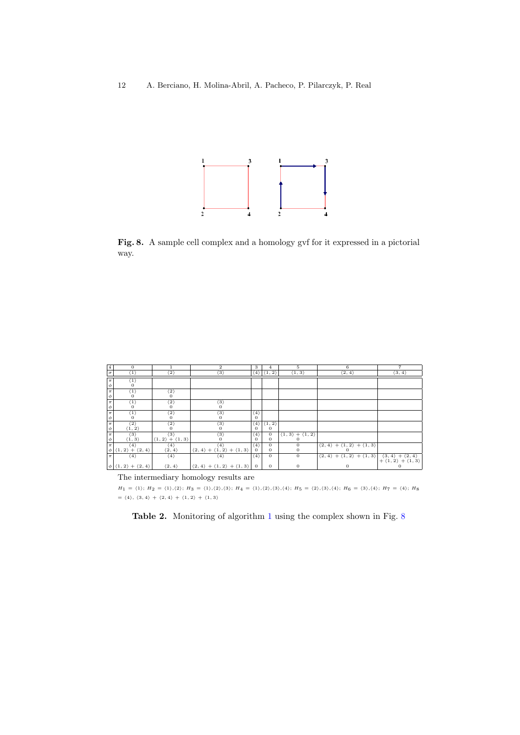1 3 1 3

2 4 2 4

**Fig. 8.** A sample cell complex and a homology gvf for it expressed in a pictorial way.

| $i$ | 0 | 1 | 2 | 3 | 4 | 5 | 6 | 7 |
|---|---|---|---|---|---|---|---|---|
| $\sigma$ | ⟨1⟩ | ⟨2⟩ | ⟨3⟩ | ⟨4⟩ | ⟨1, 2⟩ | ⟨1, 3⟩ | ⟨2, 4⟩ | ⟨3, 4⟩ |
| $\pi$ | ⟨1⟩ | | | | | | | |
| $\phi$ | 0 | | | | | | | |
| $\pi$ | ⟨1⟩ | ⟨2⟩ | | | | | | |
| $\phi$ | 0 | 0 | | | | | | |
| $\pi$ | ⟨1⟩ | ⟨2⟩ | ⟨3⟩ | | | | | |
| $\phi$ | 0 | 0 | 0 | | | | | |
| $\pi$ | ⟨1⟩ | ⟨2⟩ | ⟨3⟩ | ⟨4⟩ | | | | |
| $\phi$ | 0 | 0 | 0 | 0 | | | | |
| $\pi$ | ⟨2⟩ | ⟨2⟩ | ⟨3⟩ | ⟨4⟩ | ⟨1, 2⟩ | | | |
| $\phi$ | ⟨1, 2⟩ | 0 | 0 | 0 | 0 | | | |
| $\pi$ | ⟨3⟩ | ⟨3⟩ | ⟨3⟩ | ⟨4⟩ | 0 | ⟨1, 3⟩ + ⟨1, 2⟩ | | |
| $\phi$ | ⟨1, 3⟩ | ⟨1, 2⟩ + ⟨1, 3⟩ | 0 | 0 | 0 | 0 | | |
| $\pi$ | ⟨4⟩ | ⟨4⟩ | ⟨4⟩ | ⟨4⟩ | 0 | 0 | ⟨2, 4⟩ + ⟨1, 2⟩ + ⟨1, 3⟩ | |
| $\phi$ | ⟨1, 2⟩ + ⟨2, 4⟩ | ⟨2, 4⟩ | ⟨2, 4⟩ + ⟨1, 2⟩ + ⟨1, 3⟩ | 0 | 0 | 0 | 0 | |
| $\pi$ | ⟨4⟩ | ⟨4⟩ | ⟨4⟩ | ⟨4⟩ | 0 | 0 | ⟨2, 4⟩ + ⟨1, 2⟩ + ⟨1, 3⟩ | ⟨3, 4⟩ + ⟨2, 4⟩ + ⟨1, 2⟩ + ⟨1, 3⟩ |
| $\phi$ | ⟨1, 2⟩ + ⟨2, 4⟩ | ⟨2, 4⟩ | ⟨2, 4⟩ + ⟨1, 2⟩ + ⟨1, 3⟩ | 0 | 0 | 0 | 0 | 0 |

The intermediary homology results are

$H_1$ = ⟨1⟩; $H_2$ = ⟨1⟩,⟨2⟩; $H_3$ = ⟨1⟩,⟨2⟩,⟨3⟩; $H_4$ = ⟨1⟩,⟨2⟩,⟨3⟩,⟨4⟩; $H_5$ = ⟨2⟩,⟨3⟩,⟨4⟩; $H_6$ = ⟨3⟩,⟨4⟩; $H_7$ = ⟨4⟩; $H_8$ = ⟨4⟩, ⟨3, 4⟩ + ⟨2, 4⟩ + ⟨1, 2⟩ + ⟨1, 3⟩

**Table 2.** Monitoring of algorithm 1 using the complex shown in Fig. 8